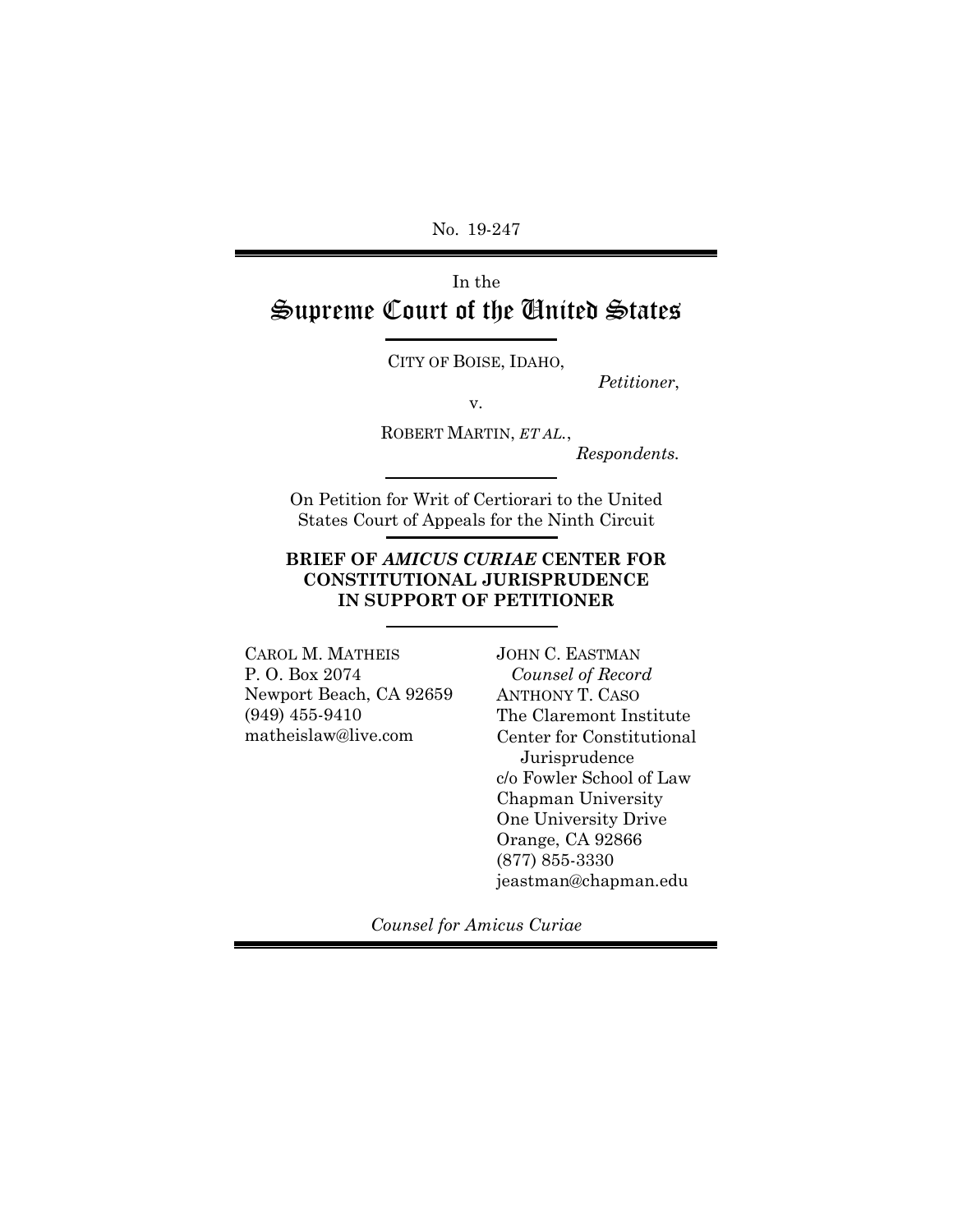No. 19-247

---

In the

# Supreme Court of the United States

---

CITY OF BOISE, IDAHO,

*Petitioner*,

v.

ROBERT MARTIN, *ET AL.*,

*Respondents.*

---

On Petition for Writ of Certiorari to the United States Court of Appeals for the Ninth Circuit

---

**BRIEF OF *AMICUS CURIAE* CENTER FOR CONSTITUTIONAL JURISPRUDENCE IN SUPPORT OF PETITIONER**

---

CAROL M. MATHEIS
P. O. Box 2074
Newport Beach, CA 92659
(949) 455-9410
matheislaw@live.com

JOHN C. EASTMAN
*Counsel of Record*
ANTHONY T. CASO
The Claremont Institute
Center for Constitutional Jurisprudence
c/o Fowler School of Law
Chapman University
One University Drive
Orange, CA 92866
(877) 855-3330
jeastman@chapman.edu

*Counsel for Amicus Curiae*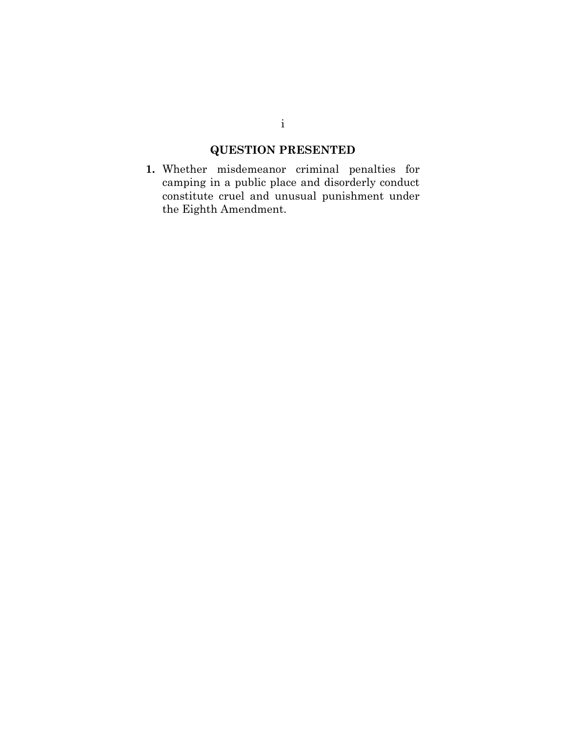## QUESTION PRESENTED

1. Whether misdemeanor criminal penalties for camping in a public place and disorderly conduct constitute cruel and unusual punishment under the Eighth Amendment.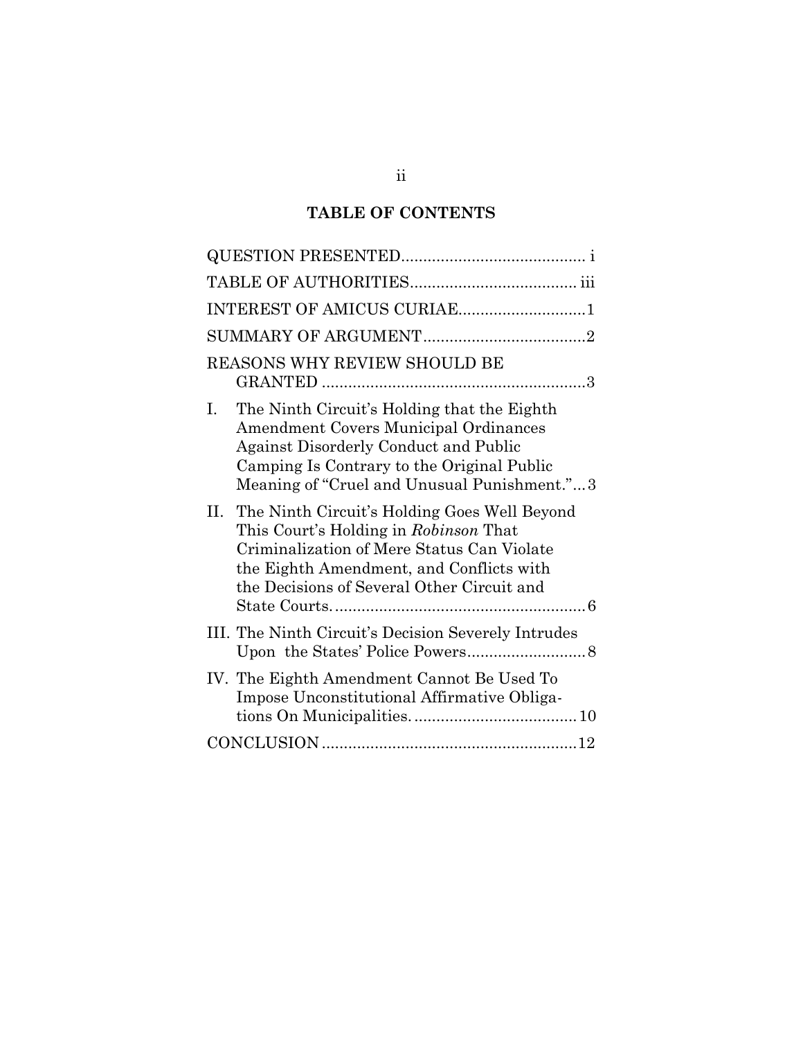## TABLE OF CONTENTS

QUESTION PRESENTED ......................................... i

TABLE OF AUTHORITIES ..................................... iii

INTEREST OF AMICUS CURIAE ............................ 1

SUMMARY OF ARGUMENT .................................... 2

REASONS WHY REVIEW SHOULD BE GRANTED ........................................................... 3

I. The Ninth Circuit's Holding that the Eighth Amendment Covers Municipal Ordinances Against Disorderly Conduct and Public Camping Is Contrary to the Original Public Meaning of "Cruel and Unusual Punishment." ... 3

II. The Ninth Circuit's Holding Goes Well Beyond This Court's Holding in *Robinson* That Criminalization of Mere Status Can Violate the Eighth Amendment, and Conflicts with the Decisions of Several Other Circuit and State Courts. ........................................................ 6

III. The Ninth Circuit's Decision Severely Intrudes Upon the States' Police Powers .......................... 8

IV. The Eighth Amendment Cannot Be Used To Impose Unconstitutional Affirmative Obligations On Municipalities. .................................... 10

CONCLUSION ......................................................... 12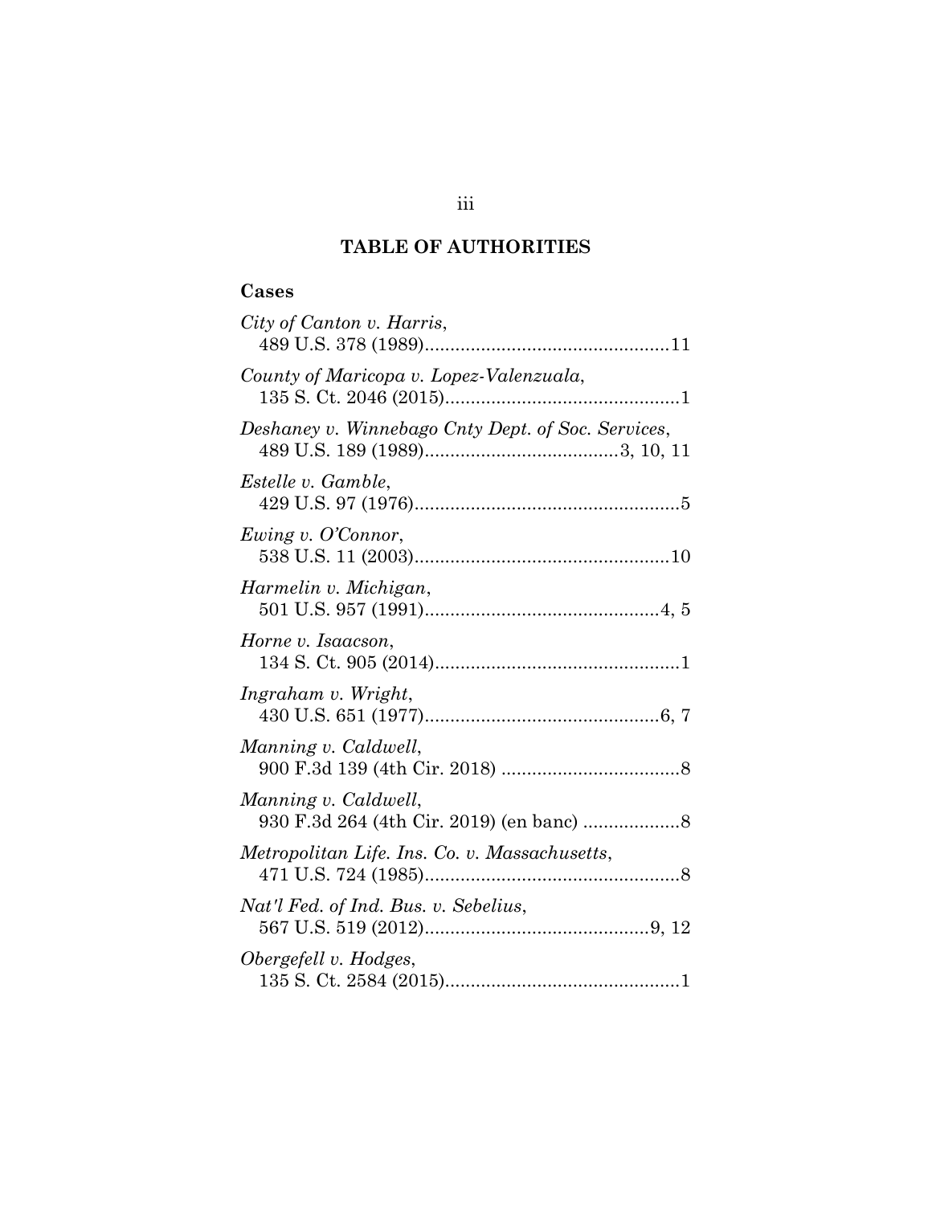## TABLE OF AUTHORITIES

### Cases

*City of Canton v. Harris*,
489 U.S. 378 (1989)................................................11

*County of Maricopa v. Lopez-Valenzuala*,
135 S. Ct. 2046 (2015)..............................................1

*Deshaney v. Winnebago Cnty Dept. of Soc. Services*,
489 U.S. 189 (1989)......................................3, 10, 11

*Estelle v. Gamble*,
429 U.S. 97 (1976)....................................................5

*Ewing v. O'Connor*,
538 U.S. 11 (2003)..................................................10

*Harmelin v. Michigan*,
501 U.S. 957 (1991)..............................................4, 5

*Horne v. Isaacson*,
134 S. Ct. 905 (2014)................................................1

*Ingraham v. Wright*,
430 U.S. 651 (1977)..............................................6, 7

*Manning v. Caldwell*,
900 F.3d 139 (4th Cir. 2018) ...................................8

*Manning v. Caldwell*,
930 F.3d 264 (4th Cir. 2019) (en banc) ...................8

*Metropolitan Life. Ins. Co. v. Massachusetts*,
471 U.S. 724 (1985)..................................................8

*Nat'l Fed. of Ind. Bus. v. Sebelius*,
567 U.S. 519 (2012)............................................9, 12

*Obergefell v. Hodges*,
135 S. Ct. 2584 (2015)..............................................1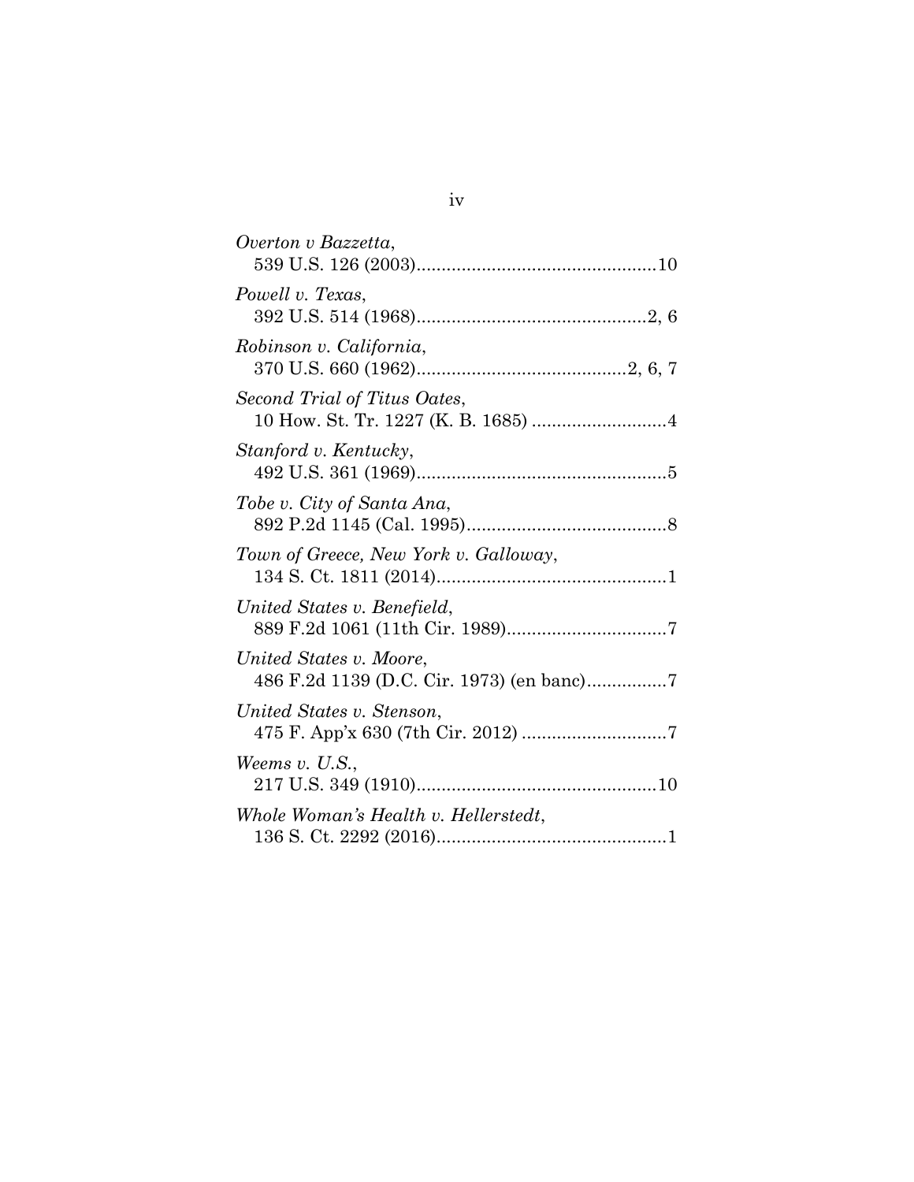*Overton v Bazzetta*,
539 U.S. 126 (2003)................................................10

*Powell v. Texas*,
392 U.S. 514 (1968)..............................................2, 6

*Robinson v. California*,
370 U.S. 660 (1962)..........................................2, 6, 7

*Second Trial of Titus Oates*,
10 How. St. Tr. 1227 (K. B. 1685) ..........................4

*Stanford v. Kentucky*,
492 U.S. 361 (1969)..................................................5

*Tobe v. City of Santa Ana*,
892 P.2d 1145 (Cal. 1995)........................................8

*Town of Greece, New York v. Galloway*,
134 S. Ct. 1811 (2014)..............................................1

*United States v. Benefield*,
889 F.2d 1061 (11th Cir. 1989)................................7

*United States v. Moore*,
486 F.2d 1139 (D.C. Cir. 1973) (en banc)................7

*United States v. Stenson*,
475 F. App'x 630 (7th Cir. 2012) ............................7

*Weems v. U.S.*,
217 U.S. 349 (1910)................................................10

*Whole Woman's Health v. Hellerstedt*,
136 S. Ct. 2292 (2016)..............................................1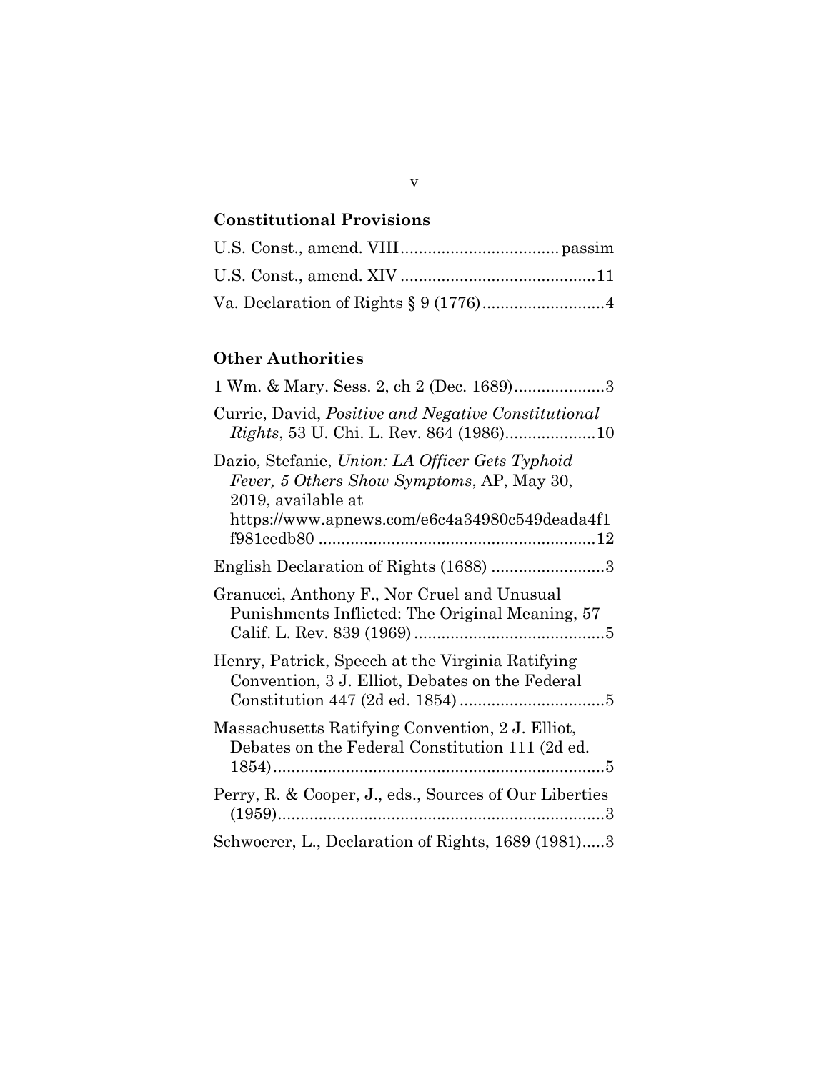## Constitutional Provisions

U.S. Const., amend. VIII .................................. passim

U.S. Const., amend. XIV ..........................................11

Va. Declaration of Rights § 9 (1776)..........................4

## Other Authorities

1 Wm. & Mary. Sess. 2, ch 2 (Dec. 1689)....................3

Currie, David, *Positive and Negative Constitutional Rights*, 53 U. Chi. L. Rev. 864 (1986)....................10

Dazio, Stefanie, *Union: LA Officer Gets Typhoid Fever, 5 Others Show Symptoms*, AP, May 30, 2019, available at https://www.apnews.com/e6c4a34980c549deada4f1f981cedb80 ............................................................12

English Declaration of Rights (1688) .........................3

Granucci, Anthony F., Nor Cruel and Unusual Punishments Inflicted: The Original Meaning, 57 Calif. L. Rev. 839 (1969) ..........................................5

Henry, Patrick, Speech at the Virginia Ratifying Convention, 3 J. Elliot, Debates on the Federal Constitution 447 (2d ed. 1854) ...............................5

Massachusetts Ratifying Convention, 2 J. Elliot, Debates on the Federal Constitution 111 (2d ed. 1854).........................................................................5

Perry, R. & Cooper, J., eds., Sources of Our Liberties (1959).......................................................................3

Schwoerer, L., Declaration of Rights, 1689 (1981).....3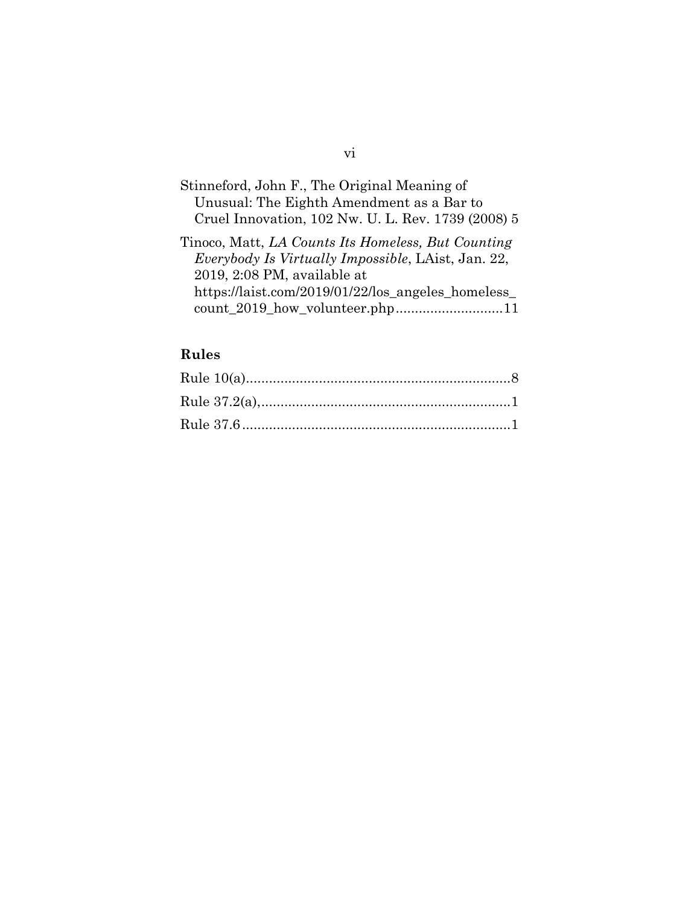Stinneford, John F., The Original Meaning of Unusual: The Eighth Amendment as a Bar to Cruel Innovation, 102 Nw. U. L. Rev. 1739 (2008) 5

Tinoco, Matt, *LA Counts Its Homeless, But Counting Everybody Is Virtually Impossible*, LAist, Jan. 22, 2019, 2:08 PM, available at https://laist.com/2019/01/22/los_angeles_homeless_count_2019_how_volunteer.php............................11

## Rules

Rule 10(a)....................................................................8

Rule 37.2(a),................................................................1

Rule 37.6.....................................................................1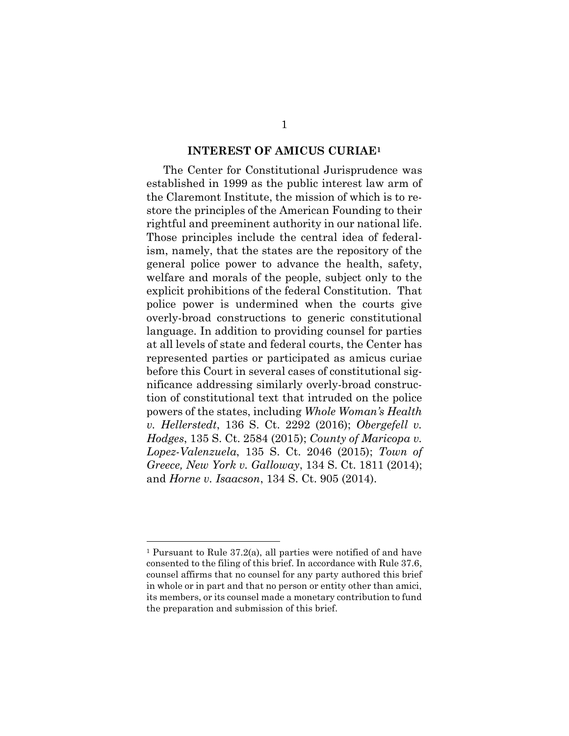## INTEREST OF AMICUS CURIAE[1]

The Center for Constitutional Jurisprudence was established in 1999 as the public interest law arm of the Claremont Institute, the mission of which is to restore the principles of the American Founding to their rightful and preeminent authority in our national life. Those principles include the central idea of federalism, namely, that the states are the repository of the general police power to advance the health, safety, welfare and morals of the people, subject only to the explicit prohibitions of the federal Constitution. That police power is undermined when the courts give overly-broad constructions to generic constitutional language. In addition to providing counsel for parties at all levels of state and federal courts, the Center has represented parties or participated as amicus curiae before this Court in several cases of constitutional significance addressing similarly overly-broad construction of constitutional text that intruded on the police powers of the states, including *Whole Woman's Health v. Hellerstedt*, 136 S. Ct. 2292 (2016); *Obergefell v. Hodges*, 135 S. Ct. 2584 (2015); *County of Maricopa v. Lopez-Valenzuela*, 135 S. Ct. 2046 (2015); *Town of Greece, New York v. Galloway*, 134 S. Ct. 1811 (2014); and *Horne v. Isaacson*, 134 S. Ct. 905 (2014).

---

[1] Pursuant to Rule 37.2(a), all parties were notified of and have consented to the filing of this brief. In accordance with Rule 37.6, counsel affirms that no counsel for any party authored this brief in whole or in part and that no person or entity other than amici, its members, or its counsel made a monetary contribution to fund the preparation and submission of this brief.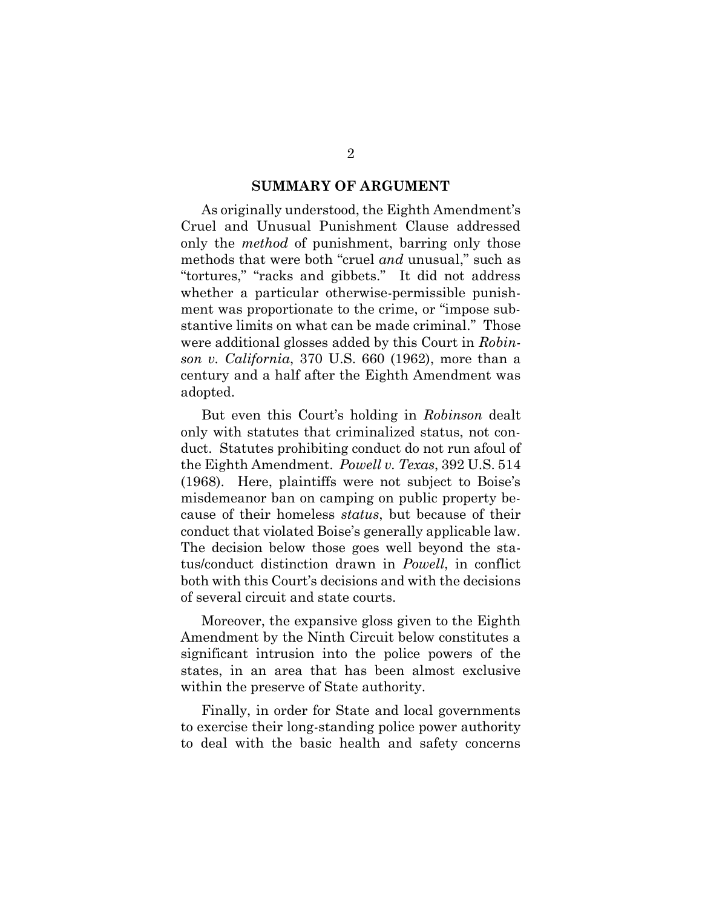## SUMMARY OF ARGUMENT

As originally understood, the Eighth Amendment's Cruel and Unusual Punishment Clause addressed only the *method* of punishment, barring only those methods that were both "cruel *and* unusual," such as "tortures," "racks and gibbets." It did not address whether a particular otherwise-permissible punishment was proportionate to the crime, or "impose substantive limits on what can be made criminal." Those were additional glosses added by this Court in *Robinson v. California*, 370 U.S. 660 (1962), more than a century and a half after the Eighth Amendment was adopted.

But even this Court's holding in *Robinson* dealt only with statutes that criminalized status, not conduct. Statutes prohibiting conduct do not run afoul of the Eighth Amendment. *Powell v. Texas*, 392 U.S. 514 (1968). Here, plaintiffs were not subject to Boise's misdemeanor ban on camping on public property because of their homeless *status*, but because of their conduct that violated Boise's generally applicable law. The decision below those goes well beyond the status/conduct distinction drawn in *Powell*, in conflict both with this Court's decisions and with the decisions of several circuit and state courts.

Moreover, the expansive gloss given to the Eighth Amendment by the Ninth Circuit below constitutes a significant intrusion into the police powers of the states, in an area that has been almost exclusive within the preserve of State authority.

Finally, in order for State and local governments to exercise their long-standing police power authority to deal with the basic health and safety concerns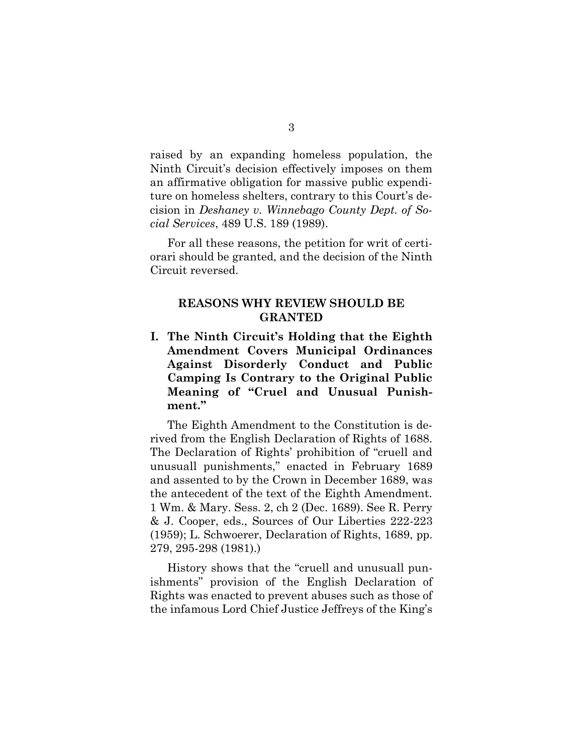raised by an expanding homeless population, the Ninth Circuit's decision effectively imposes on them an affirmative obligation for massive public expenditure on homeless shelters, contrary to this Court's decision in *Deshaney v. Winnebago County Dept. of Social Services*, 489 U.S. 189 (1989).

For all these reasons, the petition for writ of certiorari should be granted, and the decision of the Ninth Circuit reversed.

## REASONS WHY REVIEW SHOULD BE GRANTED

### I. The Ninth Circuit's Holding that the Eighth Amendment Covers Municipal Ordinances Against Disorderly Conduct and Public Camping Is Contrary to the Original Public Meaning of "Cruel and Unusual Punishment."

The Eighth Amendment to the Constitution is derived from the English Declaration of Rights of 1688. The Declaration of Rights' prohibition of "cruell and unusuall punishments," enacted in February 1689 and assented to by the Crown in December 1689, was the antecedent of the text of the Eighth Amendment. 1 Wm. & Mary. Sess. 2, ch 2 (Dec. 1689). See R. Perry & J. Cooper, eds., Sources of Our Liberties 222-223 (1959); L. Schwoerer, Declaration of Rights, 1689, pp. 279, 295-298 (1981).)

History shows that the "cruell and unusuall punishments" provision of the English Declaration of Rights was enacted to prevent abuses such as those of the infamous Lord Chief Justice Jeffreys of the King's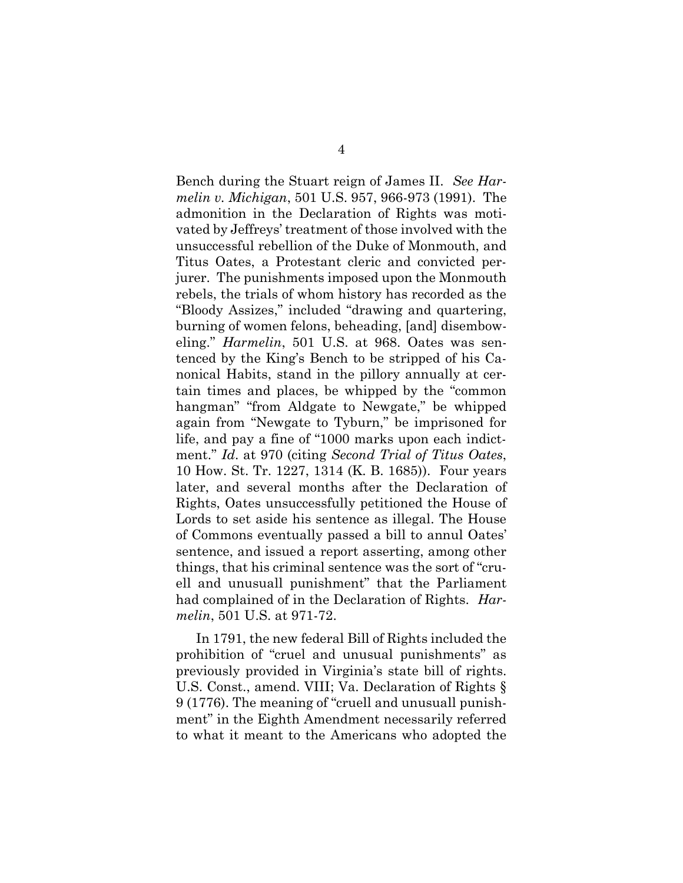Bench during the Stuart reign of James II. *See Harmelin v. Michigan*, 501 U.S. 957, 966-973 (1991). The admonition in the Declaration of Rights was motivated by Jeffreys' treatment of those involved with the unsuccessful rebellion of the Duke of Monmouth, and Titus Oates, a Protestant cleric and convicted perjurer. The punishments imposed upon the Monmouth rebels, the trials of whom history has recorded as the "Bloody Assizes," included "drawing and quartering, burning of women felons, beheading, [and] disemboweling." *Harmelin*, 501 U.S. at 968. Oates was sentenced by the King's Bench to be stripped of his Canonical Habits, stand in the pillory annually at certain times and places, be whipped by the "common hangman" "from Aldgate to Newgate," be whipped again from "Newgate to Tyburn," be imprisoned for life, and pay a fine of "1000 marks upon each indictment." *Id*. at 970 (citing *Second Trial of Titus Oates*, 10 How. St. Tr. 1227, 1314 (K. B. 1685)). Four years later, and several months after the Declaration of Rights, Oates unsuccessfully petitioned the House of Lords to set aside his sentence as illegal. The House of Commons eventually passed a bill to annul Oates' sentence, and issued a report asserting, among other things, that his criminal sentence was the sort of "cruell and unusuall punishment" that the Parliament had complained of in the Declaration of Rights. *Harmelin*, 501 U.S. at 971-72.

In 1791, the new federal Bill of Rights included the prohibition of "cruel and unusual punishments" as previously provided in Virginia's state bill of rights. U.S. Const., amend. VIII; Va. Declaration of Rights § 9 (1776). The meaning of "cruell and unusuall punishment" in the Eighth Amendment necessarily referred to what it meant to the Americans who adopted the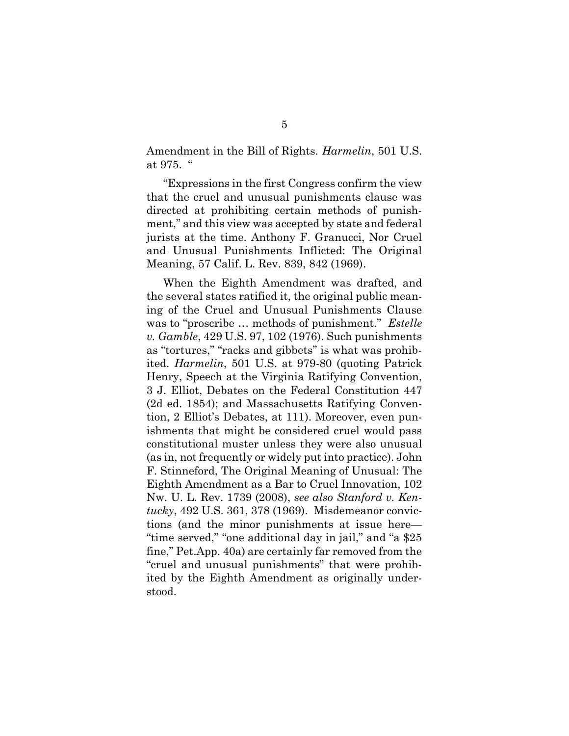Amendment in the Bill of Rights. *Harmelin*, 501 U.S. at 975. "

"Expressions in the first Congress confirm the view that the cruel and unusual punishments clause was directed at prohibiting certain methods of punishment," and this view was accepted by state and federal jurists at the time. Anthony F. Granucci, Nor Cruel and Unusual Punishments Inflicted: The Original Meaning, 57 Calif. L. Rev. 839, 842 (1969).

When the Eighth Amendment was drafted, and the several states ratified it, the original public meaning of the Cruel and Unusual Punishments Clause was to "proscribe … methods of punishment." *Estelle v. Gamble*, 429 U.S. 97, 102 (1976). Such punishments as "tortures," "racks and gibbets" is what was prohibited. *Harmelin*, 501 U.S. at 979-80 (quoting Patrick Henry, Speech at the Virginia Ratifying Convention, 3 J. Elliot, Debates on the Federal Constitution 447 (2d ed. 1854); and Massachusetts Ratifying Convention, 2 Elliot's Debates, at 111). Moreover, even punishments that might be considered cruel would pass constitutional muster unless they were also unusual (as in, not frequently or widely put into practice). John F. Stinneford, The Original Meaning of Unusual: The Eighth Amendment as a Bar to Cruel Innovation, 102 Nw. U. L. Rev. 1739 (2008), *see also Stanford v. Kentucky*, 492 U.S. 361, 378 (1969). Misdemeanor convictions (and the minor punishments at issue here—"time served," "one additional day in jail," and "a $25 fine," Pet.App. 40a) are certainly far removed from the "cruel and unusual punishments" that were prohibited by the Eighth Amendment as originally understood.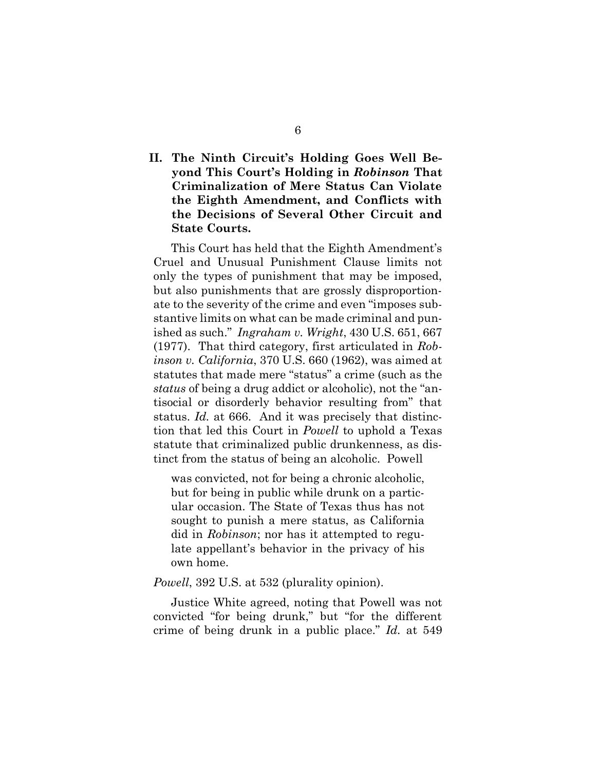## II. The Ninth Circuit's Holding Goes Well Beyond This Court's Holding in *Robinson* That Criminalization of Mere Status Can Violate the Eighth Amendment, and Conflicts with the Decisions of Several Other Circuit and State Courts.

This Court has held that the Eighth Amendment's Cruel and Unusual Punishment Clause limits not only the types of punishment that may be imposed, but also punishments that are grossly disproportionate to the severity of the crime and even "imposes substantive limits on what can be made criminal and punished as such." *Ingraham v. Wright*, 430 U.S. 651, 667 (1977). That third category, first articulated in *Robinson v. California*, 370 U.S. 660 (1962), was aimed at statutes that made mere "status" a crime (such as the *status* of being a drug addict or alcoholic), not the "antisocial or disorderly behavior resulting from" that status. *Id.* at 666. And it was precisely that distinction that led this Court in *Powell* to uphold a Texas statute that criminalized public drunkenness, as distinct from the status of being an alcoholic. Powell

> was convicted, not for being a chronic alcoholic, but for being in public while drunk on a particular occasion. The State of Texas thus has not sought to punish a mere status, as California did in *Robinson*; nor has it attempted to regulate appellant's behavior in the privacy of his own home.

*Powell*, 392 U.S. at 532 (plurality opinion).

Justice White agreed, noting that Powell was not convicted "for being drunk," but "for the different crime of being drunk in a public place." *Id.* at 549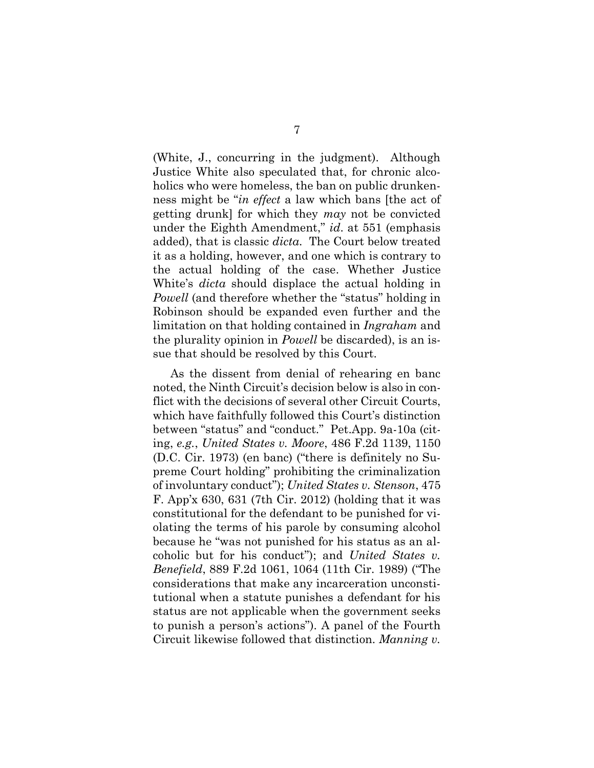(White, J., concurring in the judgment). Although Justice White also speculated that, for chronic alcoholics who were homeless, the ban on public drunkenness might be "*in effect* a law which bans [the act of getting drunk] for which they *may* not be convicted under the Eighth Amendment," *id*. at 551 (emphasis added), that is classic *dicta*. The Court below treated it as a holding, however, and one which is contrary to the actual holding of the case. Whether Justice White's *dicta* should displace the actual holding in *Powell* (and therefore whether the "status" holding in Robinson should be expanded even further and the limitation on that holding contained in *Ingraham* and the plurality opinion in *Powell* be discarded), is an issue that should be resolved by this Court.

As the dissent from denial of rehearing en banc noted, the Ninth Circuit's decision below is also in conflict with the decisions of several other Circuit Courts, which have faithfully followed this Court's distinction between "status" and "conduct." Pet.App. 9a-10a (citing, *e.g.*, *United States v. Moore*, 486 F.2d 1139, 1150 (D.C. Cir. 1973) (en banc) ("there is definitely no Supreme Court holding" prohibiting the criminalization of involuntary conduct"); *United States v. Stenson*, 475 F. App'x 630, 631 (7th Cir. 2012) (holding that it was constitutional for the defendant to be punished for violating the terms of his parole by consuming alcohol because he "was not punished for his status as an alcoholic but for his conduct"); and *United States v. Benefield*, 889 F.2d 1061, 1064 (11th Cir. 1989) ("The considerations that make any incarceration unconstitutional when a statute punishes a defendant for his status are not applicable when the government seeks to punish a person's actions"). A panel of the Fourth Circuit likewise followed that distinction. *Manning v.*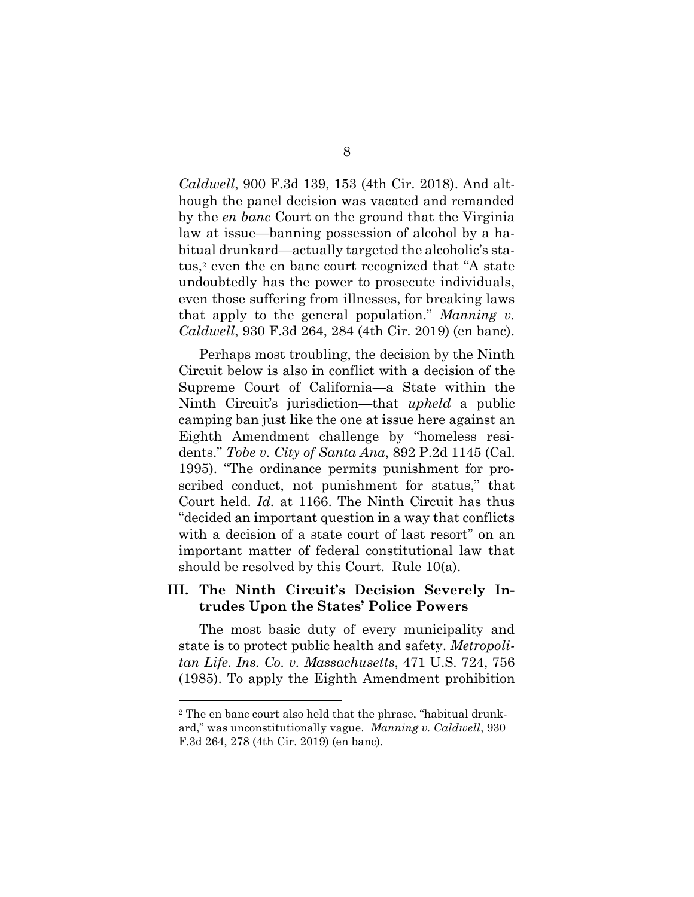*Caldwell*, 900 F.3d 139, 153 (4th Cir. 2018). And although the panel decision was vacated and remanded by the *en banc* Court on the ground that the Virginia law at issue—banning possession of alcohol by a habitual drunkard—actually targeted the alcoholic's status,[2] even the en banc court recognized that "A state undoubtedly has the power to prosecute individuals, even those suffering from illnesses, for breaking laws that apply to the general population." *Manning v. Caldwell*, 930 F.3d 264, 284 (4th Cir. 2019) (en banc).

Perhaps most troubling, the decision by the Ninth Circuit below is also in conflict with a decision of the Supreme Court of California—a State within the Ninth Circuit's jurisdiction—that *upheld* a public camping ban just like the one at issue here against an Eighth Amendment challenge by "homeless residents." *Tobe v. City of Santa Ana*, 892 P.2d 1145 (Cal. 1995). "The ordinance permits punishment for proscribed conduct, not punishment for status," that Court held. *Id.* at 1166. The Ninth Circuit has thus "decided an important question in a way that conflicts with a decision of a state court of last resort" on an important matter of federal constitutional law that should be resolved by this Court. Rule 10(a).

### III. The Ninth Circuit's Decision Severely Intrudes Upon the States' Police Powers

The most basic duty of every municipality and state is to protect public health and safety. *Metropolitan Life. Ins. Co. v. Massachusetts*, 471 U.S. 724, 756 (1985). To apply the Eighth Amendment prohibition

---

[2] The en banc court also held that the phrase, "habitual drunkard," was unconstitutionally vague. *Manning v. Caldwell*, 930 F.3d 264, 278 (4th Cir. 2019) (en banc).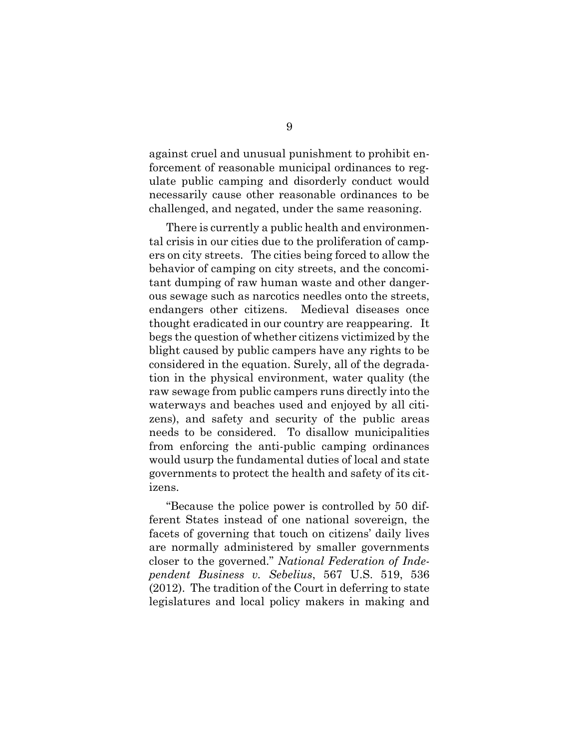against cruel and unusual punishment to prohibit enforcement of reasonable municipal ordinances to regulate public camping and disorderly conduct would necessarily cause other reasonable ordinances to be challenged, and negated, under the same reasoning.

There is currently a public health and environmental crisis in our cities due to the proliferation of campers on city streets. The cities being forced to allow the behavior of camping on city streets, and the concomitant dumping of raw human waste and other dangerous sewage such as narcotics needles onto the streets, endangers other citizens. Medieval diseases once thought eradicated in our country are reappearing. It begs the question of whether citizens victimized by the blight caused by public campers have any rights to be considered in the equation. Surely, all of the degradation in the physical environment, water quality (the raw sewage from public campers runs directly into the waterways and beaches used and enjoyed by all citizens), and safety and security of the public areas needs to be considered. To disallow municipalities from enforcing the anti-public camping ordinances would usurp the fundamental duties of local and state governments to protect the health and safety of its citizens.

"Because the police power is controlled by 50 different States instead of one national sovereign, the facets of governing that touch on citizens' daily lives are normally administered by smaller governments closer to the governed." *National Federation of Independent Business v. Sebelius*, 567 U.S. 519, 536 (2012). The tradition of the Court in deferring to state legislatures and local policy makers in making and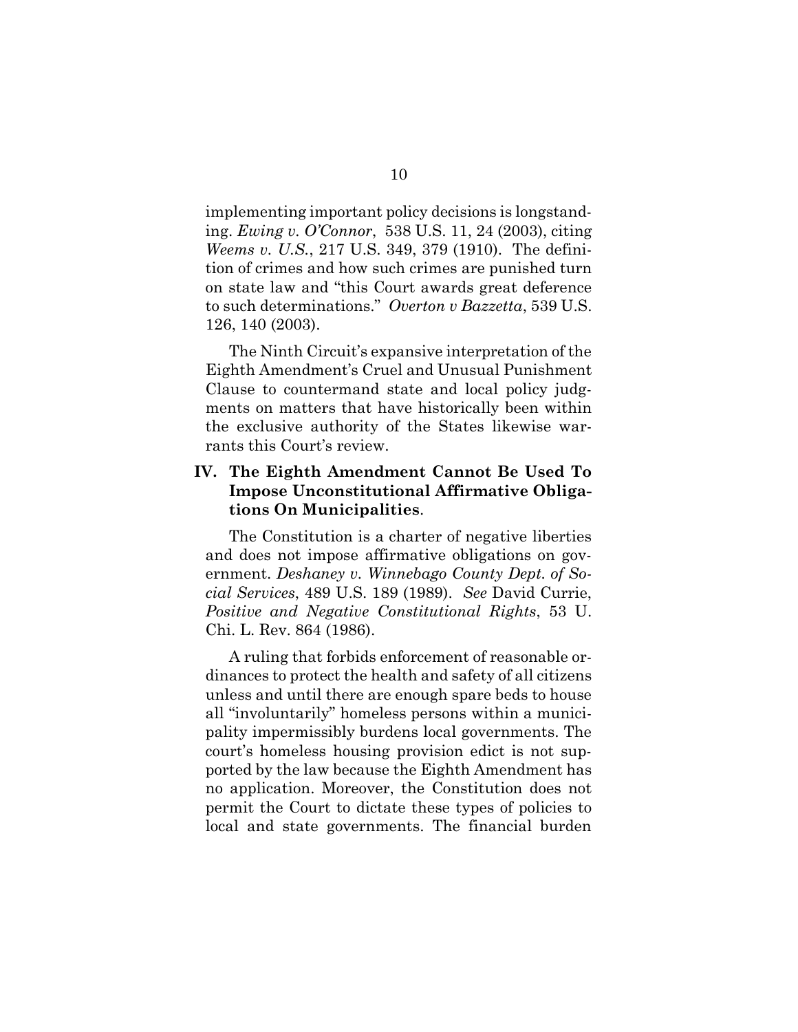implementing important policy decisions is longstanding. *Ewing v. O'Connor*, 538 U.S. 11, 24 (2003), citing *Weems v. U.S.*, 217 U.S. 349, 379 (1910). The definition of crimes and how such crimes are punished turn on state law and "this Court awards great deference to such determinations." *Overton v Bazzetta*, 539 U.S. 126, 140 (2003).

The Ninth Circuit's expansive interpretation of the Eighth Amendment's Cruel and Unusual Punishment Clause to countermand state and local policy judgments on matters that have historically been within the exclusive authority of the States likewise warrants this Court's review.

## IV. The Eighth Amendment Cannot Be Used To Impose Unconstitutional Affirmative Obligations On Municipalities.

The Constitution is a charter of negative liberties and does not impose affirmative obligations on government. *Deshaney v. Winnebago County Dept. of Social Services*, 489 U.S. 189 (1989). *See* David Currie, *Positive and Negative Constitutional Rights*, 53 U. Chi. L. Rev. 864 (1986).

A ruling that forbids enforcement of reasonable ordinances to protect the health and safety of all citizens unless and until there are enough spare beds to house all "involuntarily" homeless persons within a municipality impermissibly burdens local governments. The court's homeless housing provision edict is not supported by the law because the Eighth Amendment has no application. Moreover, the Constitution does not permit the Court to dictate these types of policies to local and state governments. The financial burden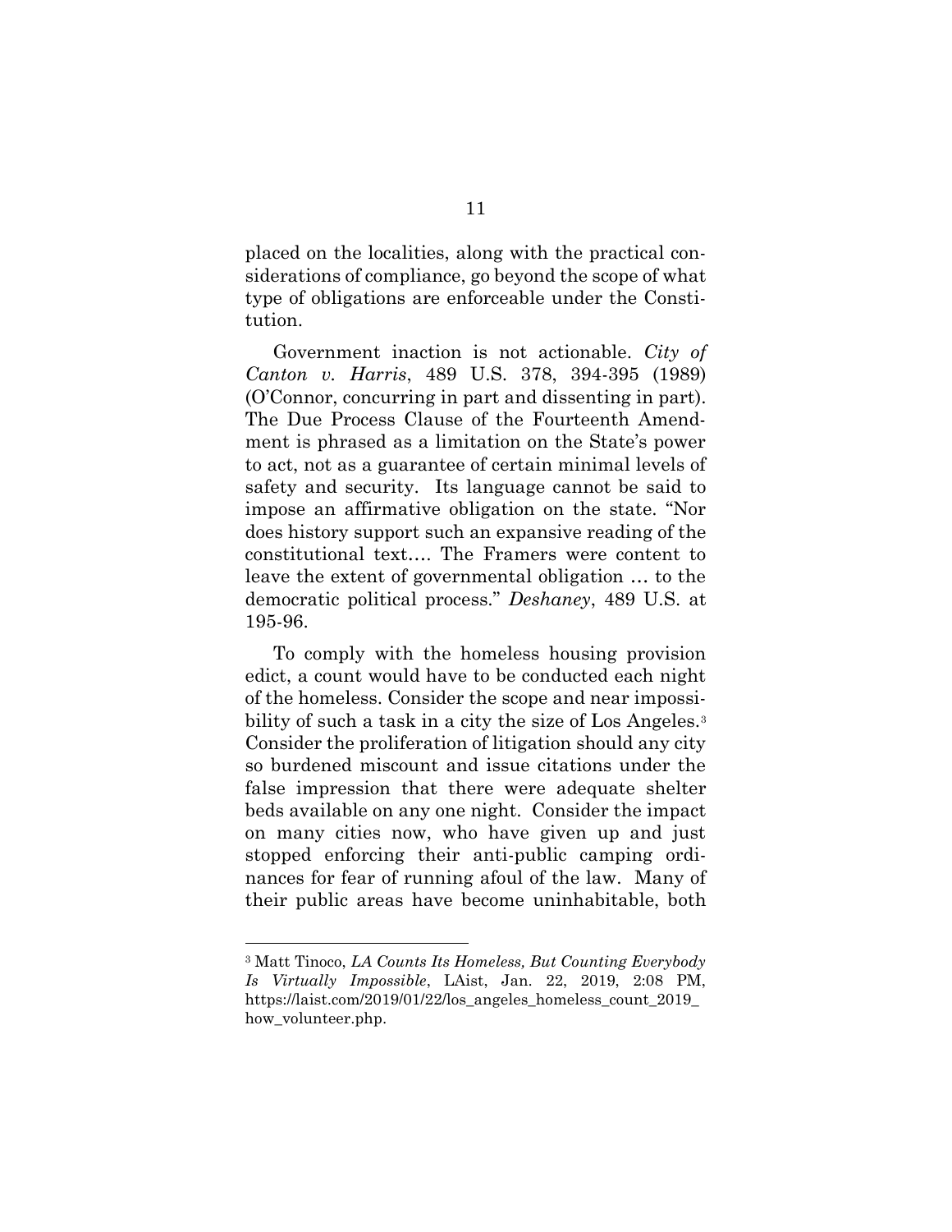placed on the localities, along with the practical considerations of compliance, go beyond the scope of what type of obligations are enforceable under the Constitution.

Government inaction is not actionable. *City of Canton v. Harris*, 489 U.S. 378, 394-395 (1989) (O'Connor, concurring in part and dissenting in part). The Due Process Clause of the Fourteenth Amendment is phrased as a limitation on the State's power to act, not as a guarantee of certain minimal levels of safety and security. Its language cannot be said to impose an affirmative obligation on the state. "Nor does history support such an expansive reading of the constitutional text…. The Framers were content to leave the extent of governmental obligation … to the democratic political process." *Deshaney*, 489 U.S. at 195-96.

To comply with the homeless housing provision edict, a count would have to be conducted each night of the homeless. Consider the scope and near impossibility of such a task in a city the size of Los Angeles.[3] Consider the proliferation of litigation should any city so burdened miscount and issue citations under the false impression that there were adequate shelter beds available on any one night. Consider the impact on many cities now, who have given up and just stopped enforcing their anti-public camping ordinances for fear of running afoul of the law. Many of their public areas have become uninhabitable, both

---

[3] Matt Tinoco, *LA Counts Its Homeless, But Counting Everybody Is Virtually Impossible*, LAist, Jan. 22, 2019, 2:08 PM, https://laist.com/2019/01/22/los_angeles_homeless_count_2019_how_volunteer.php.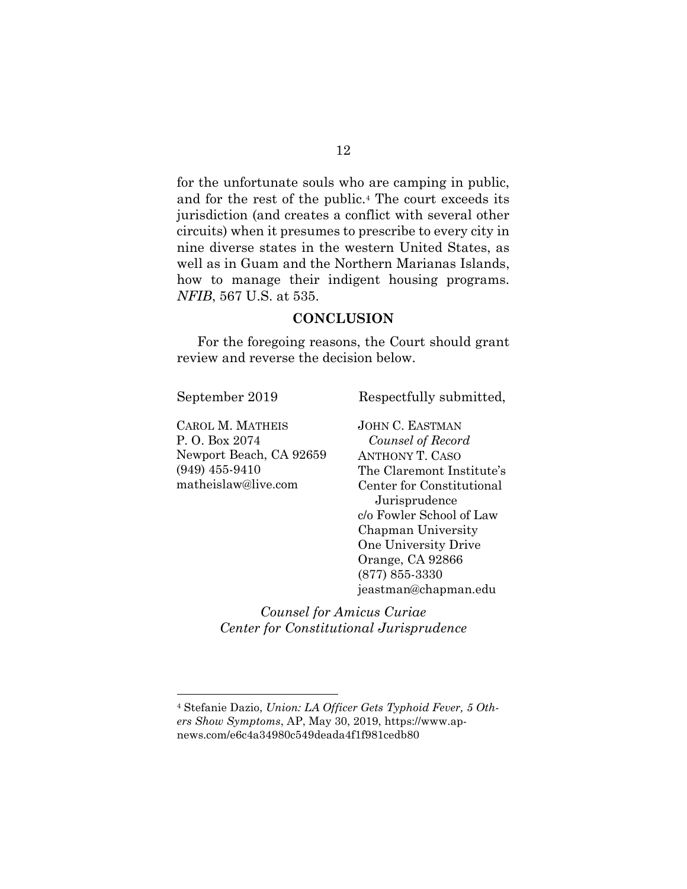for the unfortunate souls who are camping in public, and for the rest of the public.[4] The court exceeds its jurisdiction (and creates a conflict with several other circuits) when it presumes to prescribe to every city in nine diverse states in the western United States, as well as in Guam and the Northern Marianas Islands, how to manage their indigent housing programs. *NFIB*, 567 U.S. at 535.

## CONCLUSION

For the foregoing reasons, the Court should grant review and reverse the decision below.

September 2019

Respectfully submitted,

CAROL M. MATHEIS
P. O. Box 2074
Newport Beach, CA 92659
(949) 455-9410
matheislaw@live.com

JOHN C. EASTMAN
*Counsel of Record*
ANTHONY T. CASO
The Claremont Institute's Center for Constitutional Jurisprudence
c/o Fowler School of Law
Chapman University
One University Drive
Orange, CA 92866
(877) 855-3330
jeastman@chapman.edu

*Counsel for Amicus Curiae*
*Center for Constitutional Jurisprudence*

---

[4] Stefanie Dazio, *Union: LA Officer Gets Typhoid Fever, 5 Others Show Symptoms*, AP, May 30, 2019, https://www.apnews.com/e6c4a34980c549deada4f1f981cedb80